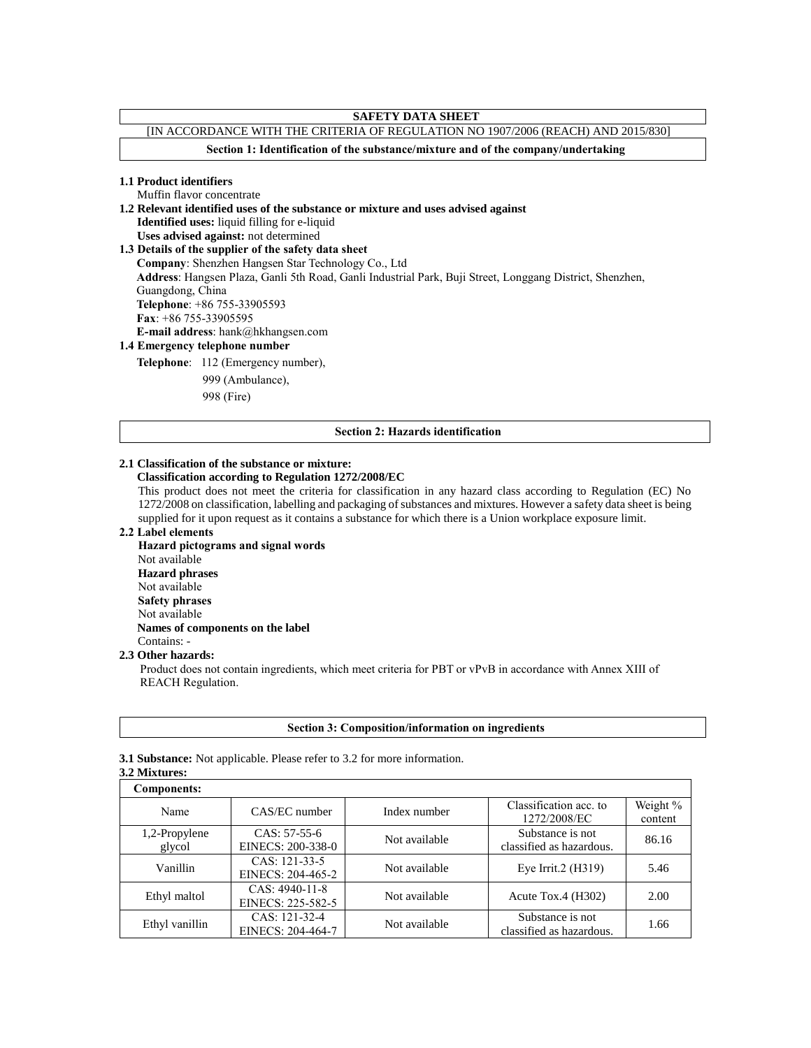# SAFETY DATA SHEET

[IN ACCORDANCE WITH THE CRITERIA OF REGULATION NO 1907/2006 (REACH) AND 2015/830]

## Section 1: Identification of the substance/mixture and of the company/undertaking

**1.1 Product identifiers**

Muffin flavor concentrate

**1.2 Relevant identified uses of the substance or mixture and uses advised against**

**Identified uses:** liquid filling for e-liquid

**Uses advised against:** not determined

**1.3 Details of the supplier of the safety data sheet**

**Company**: Shenzhen Hangsen Star Technology Co., Ltd

**Address**: Hangsen Plaza, Ganli 5th Road, Ganli Industrial Park, Buji Street, Longgang District, Shenzhen, Guangdong, China

**Telephone**: +86 755-33905593

**Fax**: +86 755-33905595

**E-mail address**: hank@hkhangsen.com

**1.4 Emergency telephone number**

**Telephone**: 112 (Emergency number),
999 (Ambulance),
998 (Fire)

## Section 2: Hazards identification

**2.1 Classification of the substance or mixture:**

**Classification according to Regulation 1272/2008/EC**

This product does not meet the criteria for classification in any hazard class according to Regulation (EC) No 1272/2008 on classification, labelling and packaging of substances and mixtures. However a safety data sheet is being supplied for it upon request as it contains a substance for which there is a Union workplace exposure limit.

**2.2 Label elements**

**Hazard pictograms and signal words**

Not available

**Hazard phrases**

Not available

**Safety phrases**

Not available

**Names of components on the label**

Contains: -

**2.3 Other hazards:**

Product does not contain ingredients, which meet criteria for PBT or vPvB in accordance with Annex XIII of REACH Regulation.

## Section 3: Composition/information on ingredients

**3.1 Substance:** Not applicable. Please refer to 3.2 for more information.

**3.2 Mixtures:**

**Components:**

| Name | CAS/EC number | Index number | Classification acc. to 1272/2008/EC | Weight % content |
|---|---|---|---|---|
| 1,2-Propylene glycol | CAS: 57-55-6 EINECS: 200-338-0 | Not available | Substance is not classified as hazardous. | 86.16 |
| Vanillin | CAS: 121-33-5 EINECS: 204-465-2 | Not available | Eye Irrit.2 (H319) | 5.46 |
| Ethyl maltol | CAS: 4940-11-8 EINECS: 225-582-5 | Not available | Acute Tox.4 (H302) | 2.00 |
| Ethyl vanillin | CAS: 121-32-4 EINECS: 204-464-7 | Not available | Substance is not classified as hazardous. | 1.66 |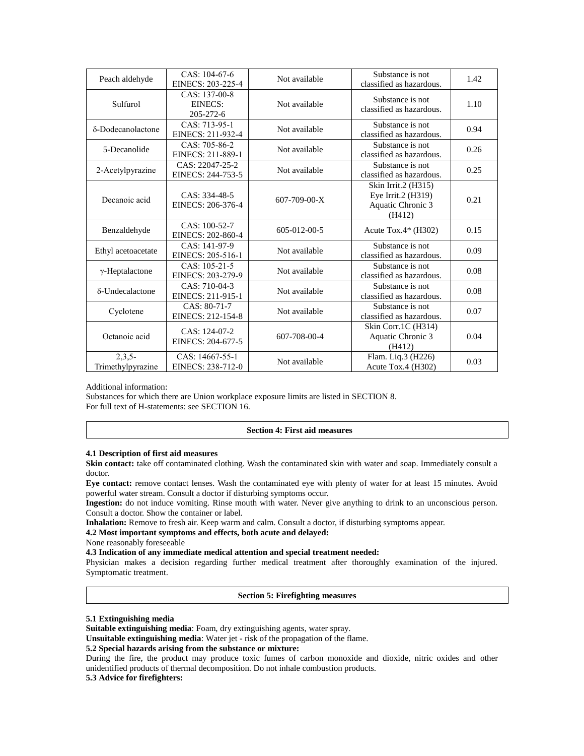| Peach aldehyde | CAS: 104-67-6 EINECS: 203-225-4 | Not available | Substance is not classified as hazardous. | 1.42 |
|---|---|---|---|---|
| Sulfurol | CAS: 137-00-8 EINECS: 205-272-6 | Not available | Substance is not classified as hazardous. | 1.10 |
| δ-Dodecanolactone | CAS: 713-95-1 EINECS: 211-932-4 | Not available | Substance is not classified as hazardous. | 0.94 |
| 5-Decanolide | CAS: 705-86-2 EINECS: 211-889-1 | Not available | Substance is not classified as hazardous. | 0.26 |
| 2-Acetylpyrazine | CAS: 22047-25-2 EINECS: 244-753-5 | Not available | Substance is not classified as hazardous. | 0.25 |
| Decanoic acid | CAS: 334-48-5 EINECS: 206-376-4 | 607-709-00-X | Skin Irrit.2 (H315) Eye Irrit.2 (H319) Aquatic Chronic 3 (H412) | 0.21 |
| Benzaldehyde | CAS: 100-52-7 EINECS: 202-860-4 | 605-012-00-5 | Acute Tox.4* (H302) | 0.15 |
| Ethyl acetoacetate | CAS: 141-97-9 EINECS: 205-516-1 | Not available | Substance is not classified as hazardous. | 0.09 |
| γ-Heptalactone | CAS: 105-21-5 EINECS: 203-279-9 | Not available | Substance is not classified as hazardous. | 0.08 |
| δ-Undecalactone | CAS: 710-04-3 EINECS: 211-915-1 | Not available | Substance is not classified as hazardous. | 0.08 |
| Cyclotene | CAS: 80-71-7 EINECS: 212-154-8 | Not available | Substance is not classified as hazardous. | 0.07 |
| Octanoic acid | CAS: 124-07-2 EINECS: 204-677-5 | 607-708-00-4 | Skin Corr.1C (H314) Aquatic Chronic 3 (H412) | 0.04 |
| 2,3,5-Trimethylpyrazine | CAS: 14667-55-1 EINECS: 238-712-0 | Not available | Flam. Liq.3 (H226) Acute Tox.4 (H302) | 0.03 |

Additional information:
Substances for which there are Union workplace exposure limits are listed in SECTION 8.
For full text of H-statements: see SECTION 16.

## Section 4: First aid measures

**4.1 Description of first aid measures**

**Skin contact:** take off contaminated clothing. Wash the contaminated skin with water and soap. Immediately consult a doctor.

**Eye contact:** remove contact lenses. Wash the contaminated eye with plenty of water for at least 15 minutes. Avoid powerful water stream. Consult a doctor if disturbing symptoms occur.

**Ingestion:** do not induce vomiting. Rinse mouth with water. Never give anything to drink to an unconscious person. Consult a doctor. Show the container or label.

**Inhalation:** Remove to fresh air. Keep warm and calm. Consult a doctor, if disturbing symptoms appear.

**4.2 Most important symptoms and effects, both acute and delayed:**

None reasonably foreseeable

**4.3 Indication of any immediate medical attention and special treatment needed:**

Physician makes a decision regarding further medical treatment after thoroughly examination of the injured. Symptomatic treatment.

## Section 5: Firefighting measures

**5.1 Extinguishing media**

**Suitable extinguishing media**: Foam, dry extinguishing agents, water spray.

**Unsuitable extinguishing media**: Water jet - risk of the propagation of the flame.

**5.2 Special hazards arising from the substance or mixture:**

During the fire, the product may produce toxic fumes of carbon monoxide and dioxide, nitric oxides and other unidentified products of thermal decomposition. Do not inhale combustion products.

**5.3 Advice for firefighters:**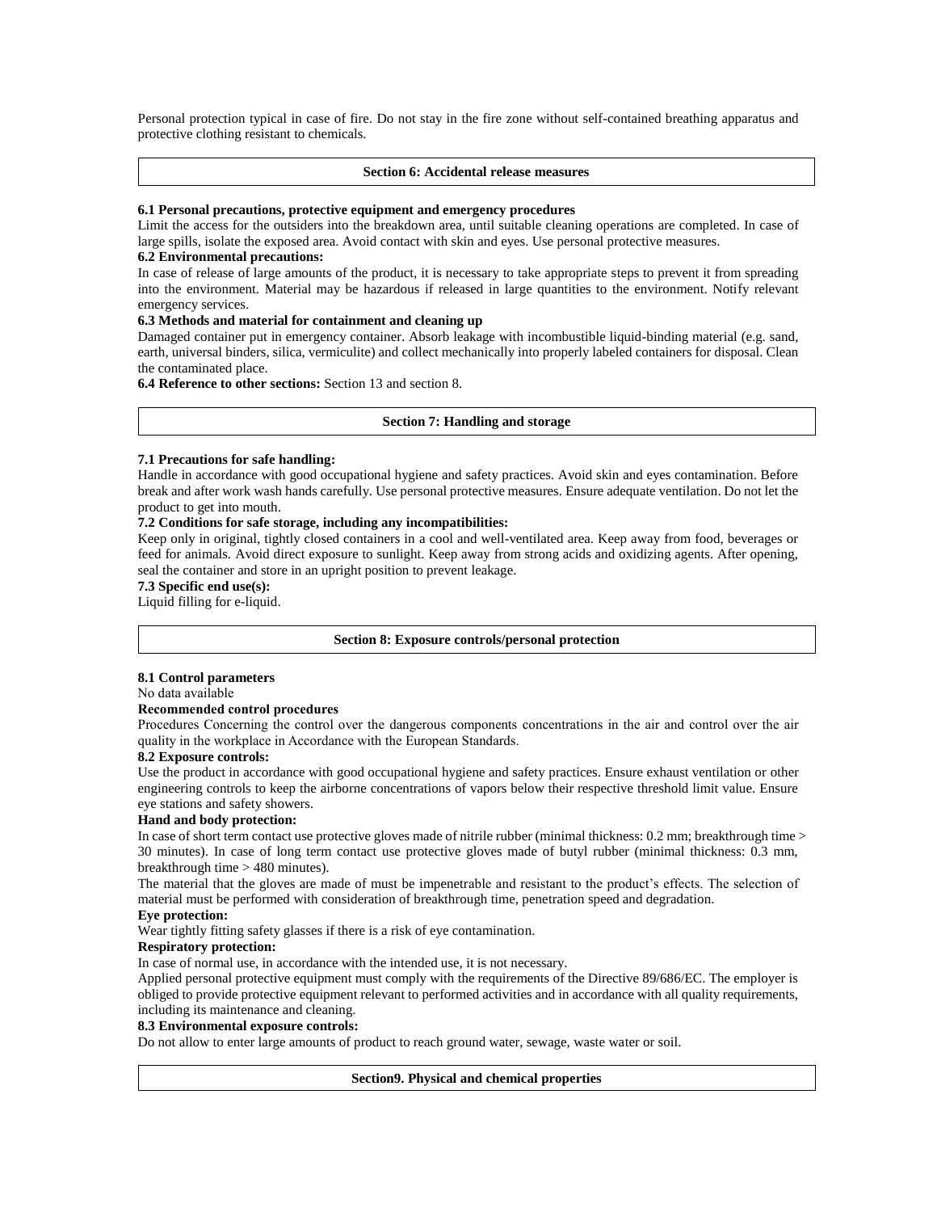Personal protection typical in case of fire. Do not stay in the fire zone without self-contained breathing apparatus and protective clothing resistant to chemicals.

## Section 6: Accidental release measures

**6.1 Personal precautions, protective equipment and emergency procedures**

Limit the access for the outsiders into the breakdown area, until suitable cleaning operations are completed. In case of large spills, isolate the exposed area. Avoid contact with skin and eyes. Use personal protective measures.

**6.2 Environmental precautions:**

In case of release of large amounts of the product, it is necessary to take appropriate steps to prevent it from spreading into the environment. Material may be hazardous if released in large quantities to the environment. Notify relevant emergency services.

**6.3 Methods and material for containment and cleaning up**

Damaged container put in emergency container. Absorb leakage with incombustible liquid-binding material (e.g. sand, earth, universal binders, silica, vermiculite) and collect mechanically into properly labeled containers for disposal. Clean the contaminated place.

**6.4 Reference to other sections:** Section 13 and section 8.

## Section 7: Handling and storage

**7.1 Precautions for safe handling:**

Handle in accordance with good occupational hygiene and safety practices. Avoid skin and eyes contamination. Before break and after work wash hands carefully. Use personal protective measures. Ensure adequate ventilation. Do not let the product to get into mouth.

**7.2 Conditions for safe storage, including any incompatibilities:**

Keep only in original, tightly closed containers in a cool and well-ventilated area. Keep away from food, beverages or feed for animals. Avoid direct exposure to sunlight. Keep away from strong acids and oxidizing agents. After opening, seal the container and store in an upright position to prevent leakage.

**7.3 Specific end use(s):**

Liquid filling for e-liquid.

## Section 8: Exposure controls/personal protection

**8.1 Control parameters**

No data available

**Recommended control procedures**

Procedures Concerning the control over the dangerous components concentrations in the air and control over the air quality in the workplace in Accordance with the European Standards.

**8.2 Exposure controls:**

Use the product in accordance with good occupational hygiene and safety practices. Ensure exhaust ventilation or other engineering controls to keep the airborne concentrations of vapors below their respective threshold limit value. Ensure eye stations and safety showers.

**Hand and body protection:**

In case of short term contact use protective gloves made of nitrile rubber (minimal thickness: 0.2 mm; breakthrough time > 30 minutes). In case of long term contact use protective gloves made of butyl rubber (minimal thickness: 0.3 mm, breakthrough time > 480 minutes).

The material that the gloves are made of must be impenetrable and resistant to the product's effects. The selection of material must be performed with consideration of breakthrough time, penetration speed and degradation.

**Eye protection:**

Wear tightly fitting safety glasses if there is a risk of eye contamination.

**Respiratory protection:**

In case of normal use, in accordance with the intended use, it is not necessary.

Applied personal protective equipment must comply with the requirements of the Directive 89/686/EC. The employer is obliged to provide protective equipment relevant to performed activities and in accordance with all quality requirements, including its maintenance and cleaning.

**8.3 Environmental exposure controls:**

Do not allow to enter large amounts of product to reach ground water, sewage, waste water or soil.

## Section9. Physical and chemical properties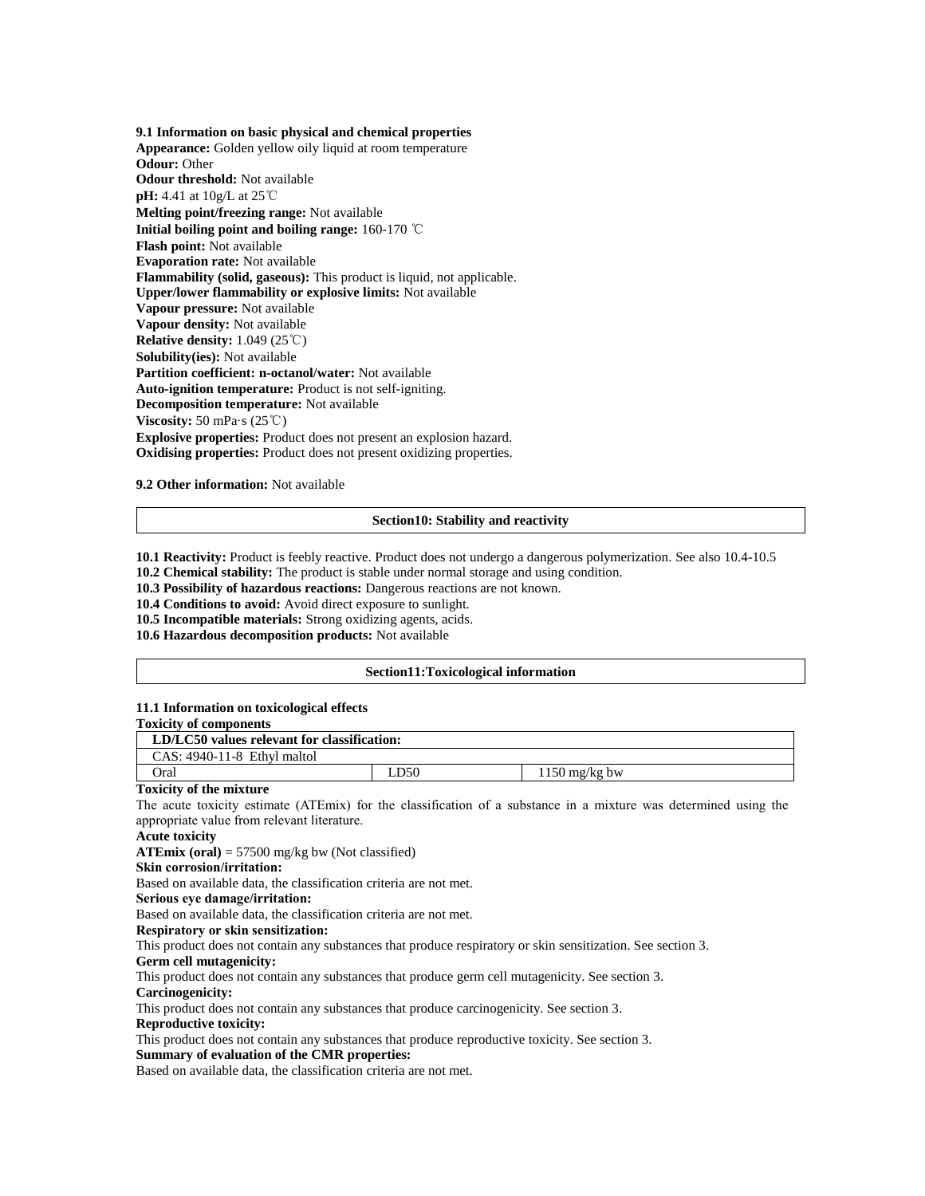**9.1 Information on basic physical and chemical properties**

**Appearance:** Golden yellow oily liquid at room temperature
**Odour:** Other
**Odour threshold:** Not available
**pH:** 4.41 at 10g/L at 25℃
**Melting point/freezing range:** Not available
**Initial boiling point and boiling range:** 160-170 ℃
**Flash point:** Not available
**Evaporation rate:** Not available
**Flammability (solid, gaseous):** This product is liquid, not applicable.
**Upper/lower flammability or explosive limits:** Not available
**Vapour pressure:** Not available
**Vapour density:** Not available
**Relative density:** 1.049 (25℃)
**Solubility(ies):** Not available
**Partition coefficient: n-octanol/water:** Not available
**Auto-ignition temperature:** Product is not self-igniting.
**Decomposition temperature:** Not available
**Viscosity:** 50 mPa·s (25℃)
**Explosive properties:** Product does not present an explosion hazard.
**Oxidising properties:** Product does not present oxidizing properties.

**9.2 Other information:** Not available

## Section10: Stability and reactivity

**10.1 Reactivity:** Product is feebly reactive. Product does not undergo a dangerous polymerization. See also 10.4-10.5
**10.2 Chemical stability:** The product is stable under normal storage and using condition.
**10.3 Possibility of hazardous reactions:** Dangerous reactions are not known.
**10.4 Conditions to avoid:** Avoid direct exposure to sunlight.
**10.5 Incompatible materials:** Strong oxidizing agents, acids.
**10.6 Hazardous decomposition products:** Not available

## Section11:Toxicological information

**11.1 Information on toxicological effects**

**Toxicity of components**

| LD/LC50 values relevant for classification: | | |
|---|---|---|
| CAS: 4940-11-8 Ethyl maltol | | |
| Oral | LD50 | 1150 mg/kg bw |

**Toxicity of the mixture**

The acute toxicity estimate (ATEmix) for the classification of a substance in a mixture was determined using the appropriate value from relevant literature.

**Acute toxicity**

**ATEmix (oral)** = 57500 mg/kg bw (Not classified)

**Skin corrosion/irritation:**

Based on available data, the classification criteria are not met.

**Serious eye damage/irritation:**

Based on available data, the classification criteria are not met.

**Respiratory or skin sensitization:**

This product does not contain any substances that produce respiratory or skin sensitization. See section 3.

**Germ cell mutagenicity:**

This product does not contain any substances that produce germ cell mutagenicity. See section 3.

**Carcinogenicity:**

This product does not contain any substances that produce carcinogenicity. See section 3.

**Reproductive toxicity:**

This product does not contain any substances that produce reproductive toxicity. See section 3.

**Summary of evaluation of the CMR properties:**

Based on available data, the classification criteria are not met.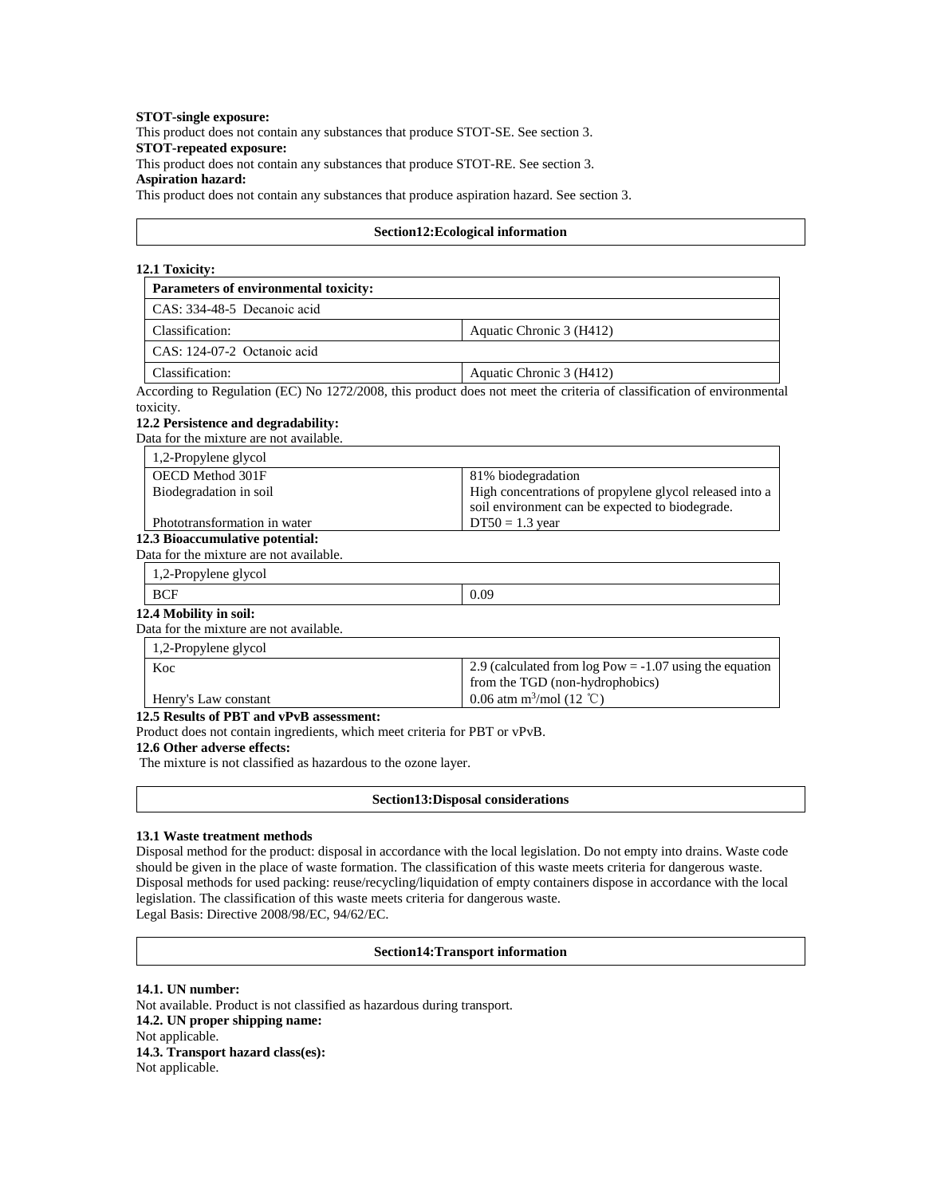**STOT-single exposure:**
This product does not contain any substances that produce STOT-SE. See section 3.
**STOT-repeated exposure:**
This product does not contain any substances that produce STOT-RE. See section 3.
**Aspiration hazard:**
This product does not contain any substances that produce aspiration hazard. See section 3.

## Section12:Ecological information

**12.1 Toxicity:**

| **Parameters of environmental toxicity:** | |
|---|---|
| CAS: 334-48-5 Decanoic acid | |
| Classification: | Aquatic Chronic 3 (H412) |
| CAS: 124-07-2 Octanoic acid | |
| Classification: | Aquatic Chronic 3 (H412) |

According to Regulation (EC) No 1272/2008, this product does not meet the criteria of classification of environmental toxicity.

**12.2 Persistence and degradability:**
Data for the mixture are not available.

| 1,2-Propylene glycol | |
|---|---|
| OECD Method 301F | 81% biodegradation |
| Biodegradation in soil | High concentrations of propylene glycol released into a soil environment can be expected to biodegrade. |
| Phototransformation in water | DT50 = 1.3 year |

**12.3 Bioaccumulative potential:**
Data for the mixture are not available.

| 1,2-Propylene glycol | |
|---|---|
| BCF | 0.09 |

**12.4 Mobility in soil:**
Data for the mixture are not available.

| 1,2-Propylene glycol | |
|---|---|
| Koc | 2.9 (calculated from log Pow = -1.07 using the equation from the TGD (non-hydrophobics) |
| Henry's Law constant | 0.06 atm $m^3$/mol (12 ℃) |

**12.5 Results of PBT and vPvB assessment:**
Product does not contain ingredients, which meet criteria for PBT or vPvB.
**12.6 Other adverse effects:**
The mixture is not classified as hazardous to the ozone layer.

## Section13:Disposal considerations

**13.1 Waste treatment methods**
Disposal method for the product: disposal in accordance with the local legislation. Do not empty into drains. Waste code should be given in the place of waste formation. The classification of this waste meets criteria for dangerous waste.
Disposal methods for used packing: reuse/recycling/liquidation of empty containers dispose in accordance with the local legislation. The classification of this waste meets criteria for dangerous waste.
Legal Basis: Directive 2008/98/EC, 94/62/EC.

## Section14:Transport information

**14.1. UN number:**
Not available. Product is not classified as hazardous during transport.
**14.2. UN proper shipping name:**
Not applicable.
**14.3. Transport hazard class(es):**
Not applicable.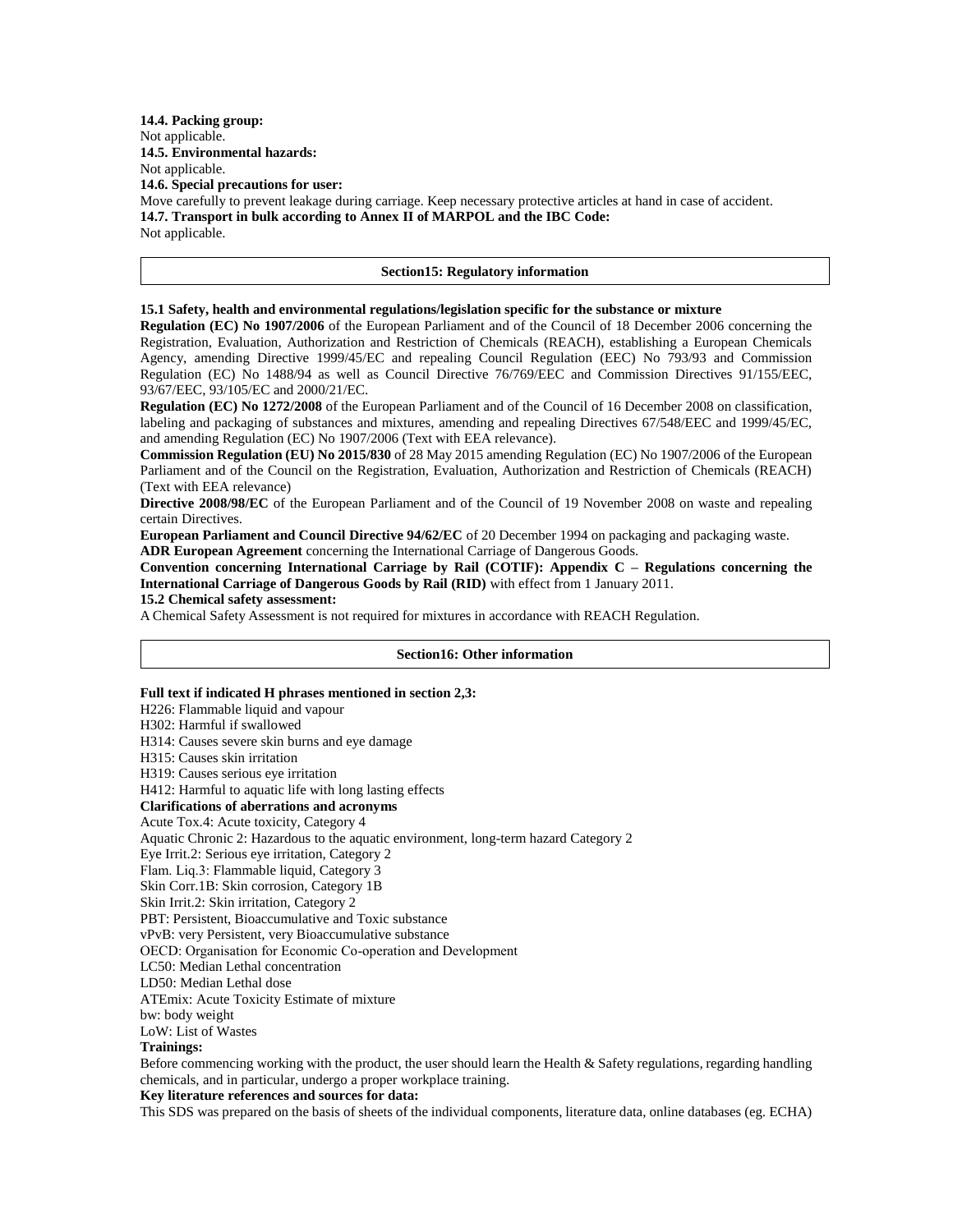**14.4. Packing group:**
Not applicable.
**14.5. Environmental hazards:**
Not applicable.
**14.6. Special precautions for user:**
Move carefully to prevent leakage during carriage. Keep necessary protective articles at hand in case of accident.
**14.7. Transport in bulk according to Annex II of MARPOL and the IBC Code:**
Not applicable.

## Section15: Regulatory information

**15.1 Safety, health and environmental regulations/legislation specific for the substance or mixture**
**Regulation (EC) No 1907/2006** of the European Parliament and of the Council of 18 December 2006 concerning the Registration, Evaluation, Authorization and Restriction of Chemicals (REACH), establishing a European Chemicals Agency, amending Directive 1999/45/EC and repealing Council Regulation (EEC) No 793/93 and Commission Regulation (EC) No 1488/94 as well as Council Directive 76/769/EEC and Commission Directives 91/155/EEC, 93/67/EEC, 93/105/EC and 2000/21/EC.
**Regulation (EC) No 1272/2008** of the European Parliament and of the Council of 16 December 2008 on classification, labeling and packaging of substances and mixtures, amending and repealing Directives 67/548/EEC and 1999/45/EC, and amending Regulation (EC) No 1907/2006 (Text with EEA relevance).
**Commission Regulation (EU) No 2015/830** of 28 May 2015 amending Regulation (EC) No 1907/2006 of the European Parliament and of the Council on the Registration, Evaluation, Authorization and Restriction of Chemicals (REACH) (Text with EEA relevance)
**Directive 2008/98/EC** of the European Parliament and of the Council of 19 November 2008 on waste and repealing certain Directives.
**European Parliament and Council Directive 94/62/EC** of 20 December 1994 on packaging and packaging waste.
**ADR European Agreement** concerning the International Carriage of Dangerous Goods.
**Convention concerning International Carriage by Rail (COTIF): Appendix C – Regulations concerning the International Carriage of Dangerous Goods by Rail (RID)** with effect from 1 January 2011.
**15.2 Chemical safety assessment:**
A Chemical Safety Assessment is not required for mixtures in accordance with REACH Regulation.

## Section16: Other information

**Full text if indicated H phrases mentioned in section 2,3:**
H226: Flammable liquid and vapour
H302: Harmful if swallowed
H314: Causes severe skin burns and eye damage
H315: Causes skin irritation
H319: Causes serious eye irritation
H412: Harmful to aquatic life with long lasting effects
**Clarifications of aberrations and acronyms**
Acute Tox.4: Acute toxicity, Category 4
Aquatic Chronic 2: Hazardous to the aquatic environment, long-term hazard Category 2
Eye Irrit.2: Serious eye irritation, Category 2
Flam. Liq.3: Flammable liquid, Category 3
Skin Corr.1B: Skin corrosion, Category 1B
Skin Irrit.2: Skin irritation, Category 2
PBT: Persistent, Bioaccumulative and Toxic substance
vPvB: very Persistent, very Bioaccumulative substance
OECD: Organisation for Economic Co-operation and Development
LC50: Median Lethal concentration
LD50: Median Lethal dose
ATEmix: Acute Toxicity Estimate of mixture
bw: body weight
LoW: List of Wastes
**Trainings:**
Before commencing working with the product, the user should learn the Health & Safety regulations, regarding handling chemicals, and in particular, undergo a proper workplace training.
**Key literature references and sources for data:**
This SDS was prepared on the basis of sheets of the individual components, literature data, online databases (eg. ECHA)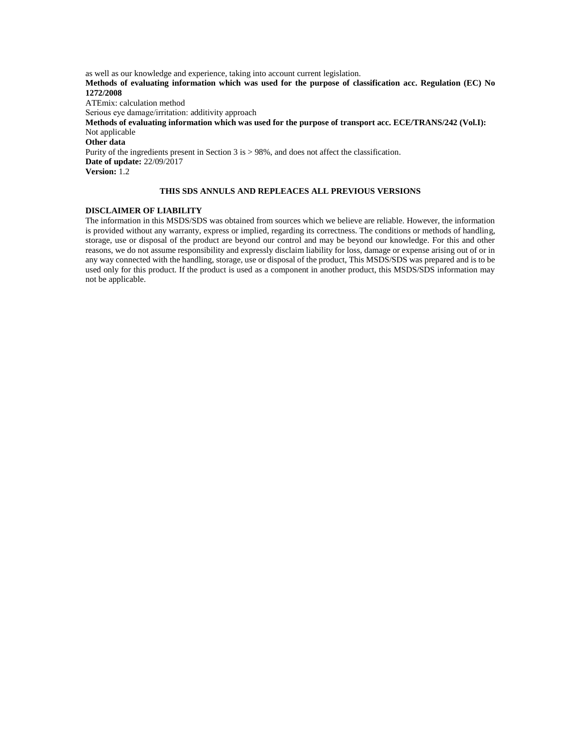as well as our knowledge and experience, taking into account current legislation.

**Methods of evaluating information which was used for the purpose of classification acc. Regulation (EC) No 1272/2008**

ATEmix: calculation method

Serious eye damage/irritation: additivity approach

**Methods of evaluating information which was used for the purpose of transport acc. ECE/TRANS/242 (Vol.I):**

Not applicable

**Other data**

Purity of the ingredients present in Section 3 is > 98%, and does not affect the classification.

**Date of update:** 22/09/2017

**Version:** 1.2

**THIS SDS ANNULS AND REPLEACES ALL PREVIOUS VERSIONS**

**DISCLAIMER OF LIABILITY**

The information in this MSDS/SDS was obtained from sources which we believe are reliable. However, the information is provided without any warranty, express or implied, regarding its correctness. The conditions or methods of handling, storage, use or disposal of the product are beyond our control and may be beyond our knowledge. For this and other reasons, we do not assume responsibility and expressly disclaim liability for loss, damage or expense arising out of or in any way connected with the handling, storage, use or disposal of the product, This MSDS/SDS was prepared and is to be used only for this product. If the product is used as a component in another product, this MSDS/SDS information may not be applicable.